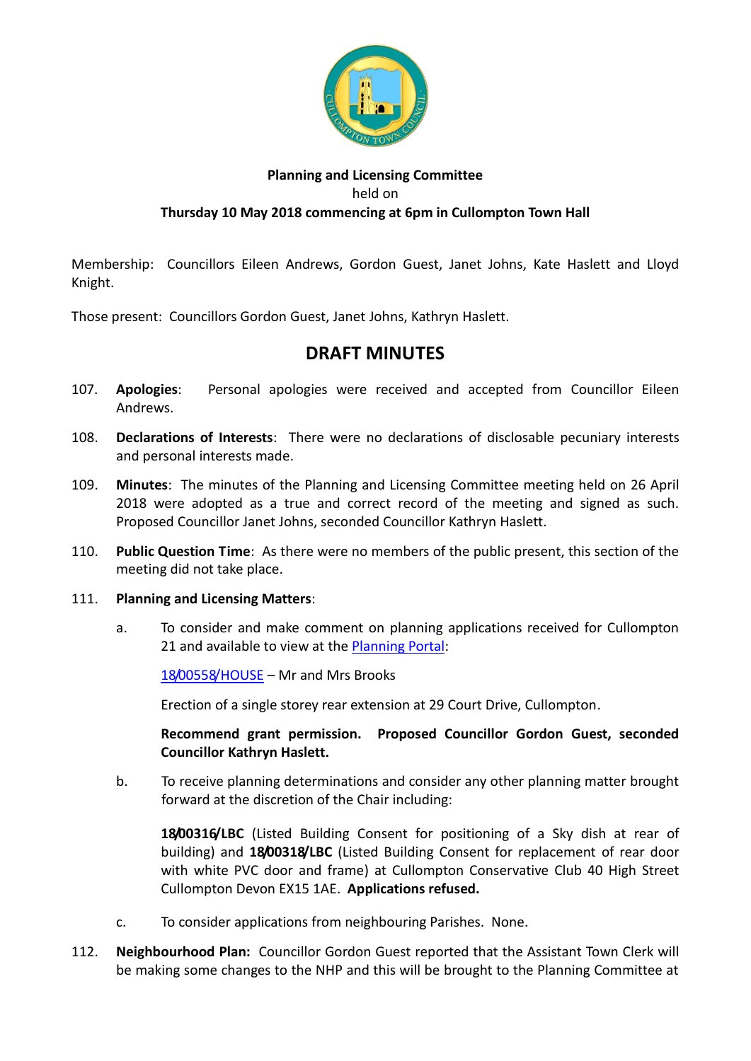**Planning and Licensing Committee**
held on
**Thursday 10 May 2018 commencing at 6pm in Cullompton Town Hall**

Membership: Councillors Eileen Andrews, Gordon Guest, Janet Johns, Kate Haslett and Lloyd Knight.

Those present: Councillors Gordon Guest, Janet Johns, Kathryn Haslett.

# DRAFT MINUTES

107. **Apologies**: Personal apologies were received and accepted from Councillor Eileen Andrews.

108. **Declarations of Interests**: There were no declarations of disclosable pecuniary interests and personal interests made.

109. **Minutes**: The minutes of the Planning and Licensing Committee meeting held on 26 April 2018 were adopted as a true and correct record of the meeting and signed as such. Proposed Councillor Janet Johns, seconded Councillor Kathryn Haslett.

110. **Public Question Time**: As there were no members of the public present, this section of the meeting did not take place.

111. **Planning and Licensing Matters**:

   a. To consider and make comment on planning applications received for Cullompton 21 and available to view at the Planning Portal:

      18/00558/HOUSE – Mr and Mrs Brooks

      Erection of a single storey rear extension at 29 Court Drive, Cullompton.

      **Recommend grant permission. Proposed Councillor Gordon Guest, seconded Councillor Kathryn Haslett.**

   b. To receive planning determinations and consider any other planning matter brought forward at the discretion of the Chair including:

      **18/00316/LBC** (Listed Building Consent for positioning of a Sky dish at rear of building) and **18/00318/LBC** (Listed Building Consent for replacement of rear door with white PVC door and frame) at Cullompton Conservative Club 40 High Street Cullompton Devon EX15 1AE. **Applications refused.**

   c. To consider applications from neighbouring Parishes. None.

112. **Neighbourhood Plan:** Councillor Gordon Guest reported that the Assistant Town Clerk will be making some changes to the NHP and this will be brought to the Planning Committee at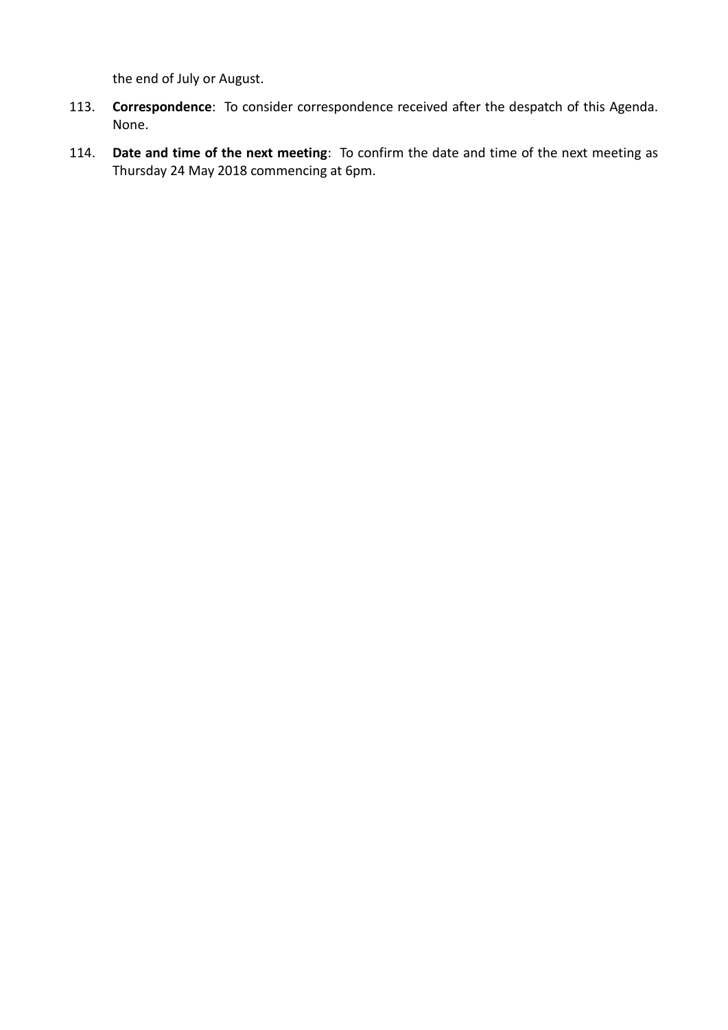the end of July or August.

113. **Correspondence**: To consider correspondence received after the despatch of this Agenda. None.

114. **Date and time of the next meeting**: To confirm the date and time of the next meeting as Thursday 24 May 2018 commencing at 6pm.